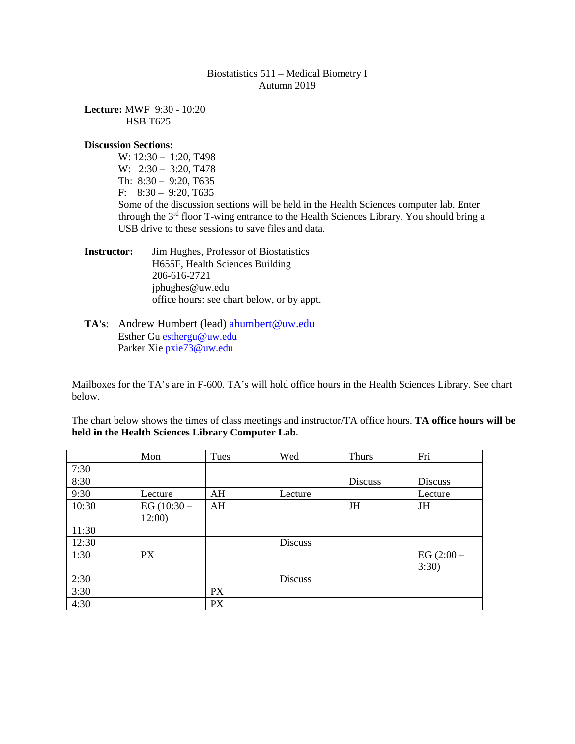Biostatistics 511 – Medical Biometry I
Autumn 2019

**Lecture:** MWF 9:30 - 10:20
HSB T625

**Discussion Sections:**

W: 12:30 – 1:20, T498
W: 2:30 – 3:20, T478
Th: 8:30 – 9:20, T635
F: 8:30 – 9:20, T635

Some of the discussion sections will be held in the Health Sciences computer lab. Enter through the 3rd floor T-wing entrance to the Health Sciences Library. You should bring a USB drive to these sessions to save files and data.

**Instructor:** Jim Hughes, Professor of Biostatistics
H655F, Health Sciences Building
206-616-2721
jphughes@uw.edu
office hours: see chart below, or by appt.

**TA's**: Andrew Humbert (lead) ahumbert@uw.edu
Esther Gu esthergu@uw.edu
Parker Xie pxie73@uw.edu

Mailboxes for the TA's are in F-600. TA's will hold office hours in the Health Sciences Library. See chart below.

The chart below shows the times of class meetings and instructor/TA office hours. **TA office hours will be held in the Health Sciences Library Computer Lab**.

| | Mon | Tues | Wed | Thurs | Fri |
|---|---|---|---|---|---|
| 7:30 | | | | | |
| 8:30 | | | | Discuss | Discuss |
| 9:30 | Lecture | AH | Lecture | | Lecture |
| 10:30 | EG (10:30 – 12:00) | AH | | JH | JH |
| 11:30 | | | | | |
| 12:30 | | | Discuss | | |
| 1:30 | PX | | | | EG (2:00 – 3:30) |
| 2:30 | | | Discuss | | |
| 3:30 | | PX | | | |
| 4:30 | | PX | | | |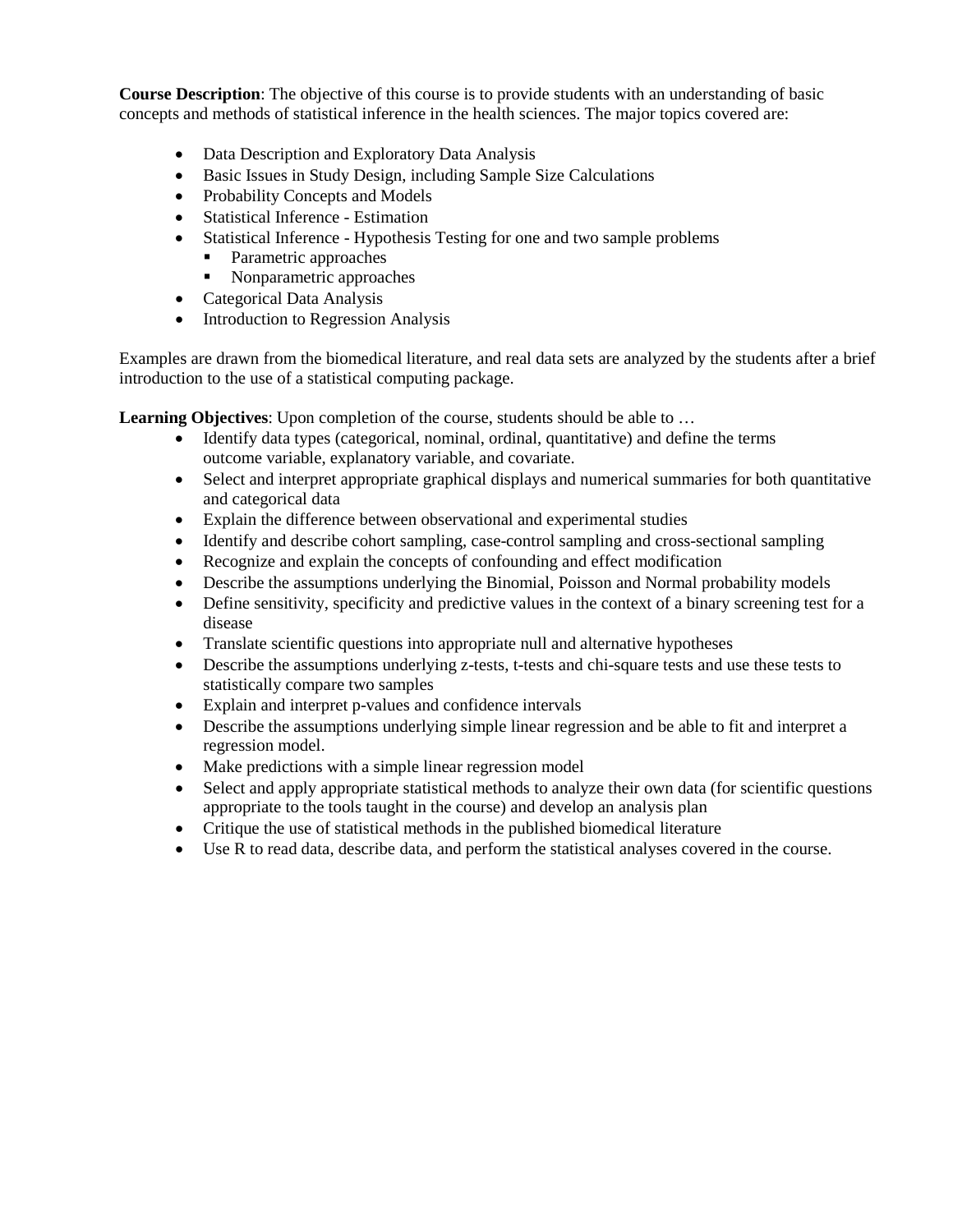**Course Description**: The objective of this course is to provide students with an understanding of basic concepts and methods of statistical inference in the health sciences. The major topics covered are:

- Data Description and Exploratory Data Analysis
- Basic Issues in Study Design, including Sample Size Calculations
- Probability Concepts and Models
- Statistical Inference - Estimation
- Statistical Inference - Hypothesis Testing for one and two sample problems
  - Parametric approaches
  - Nonparametric approaches
- Categorical Data Analysis
- Introduction to Regression Analysis

Examples are drawn from the biomedical literature, and real data sets are analyzed by the students after a brief introduction to the use of a statistical computing package.

**Learning Objectives**: Upon completion of the course, students should be able to …

- Identify data types (categorical, nominal, ordinal, quantitative) and define the terms outcome variable, explanatory variable, and covariate.
- Select and interpret appropriate graphical displays and numerical summaries for both quantitative and categorical data
- Explain the difference between observational and experimental studies
- Identify and describe cohort sampling, case-control sampling and cross-sectional sampling
- Recognize and explain the concepts of confounding and effect modification
- Describe the assumptions underlying the Binomial, Poisson and Normal probability models
- Define sensitivity, specificity and predictive values in the context of a binary screening test for a disease
- Translate scientific questions into appropriate null and alternative hypotheses
- Describe the assumptions underlying z-tests, t-tests and chi-square tests and use these tests to statistically compare two samples
- Explain and interpret p-values and confidence intervals
- Describe the assumptions underlying simple linear regression and be able to fit and interpret a regression model.
- Make predictions with a simple linear regression model
- Select and apply appropriate statistical methods to analyze their own data (for scientific questions appropriate to the tools taught in the course) and develop an analysis plan
- Critique the use of statistical methods in the published biomedical literature
- Use R to read data, describe data, and perform the statistical analyses covered in the course.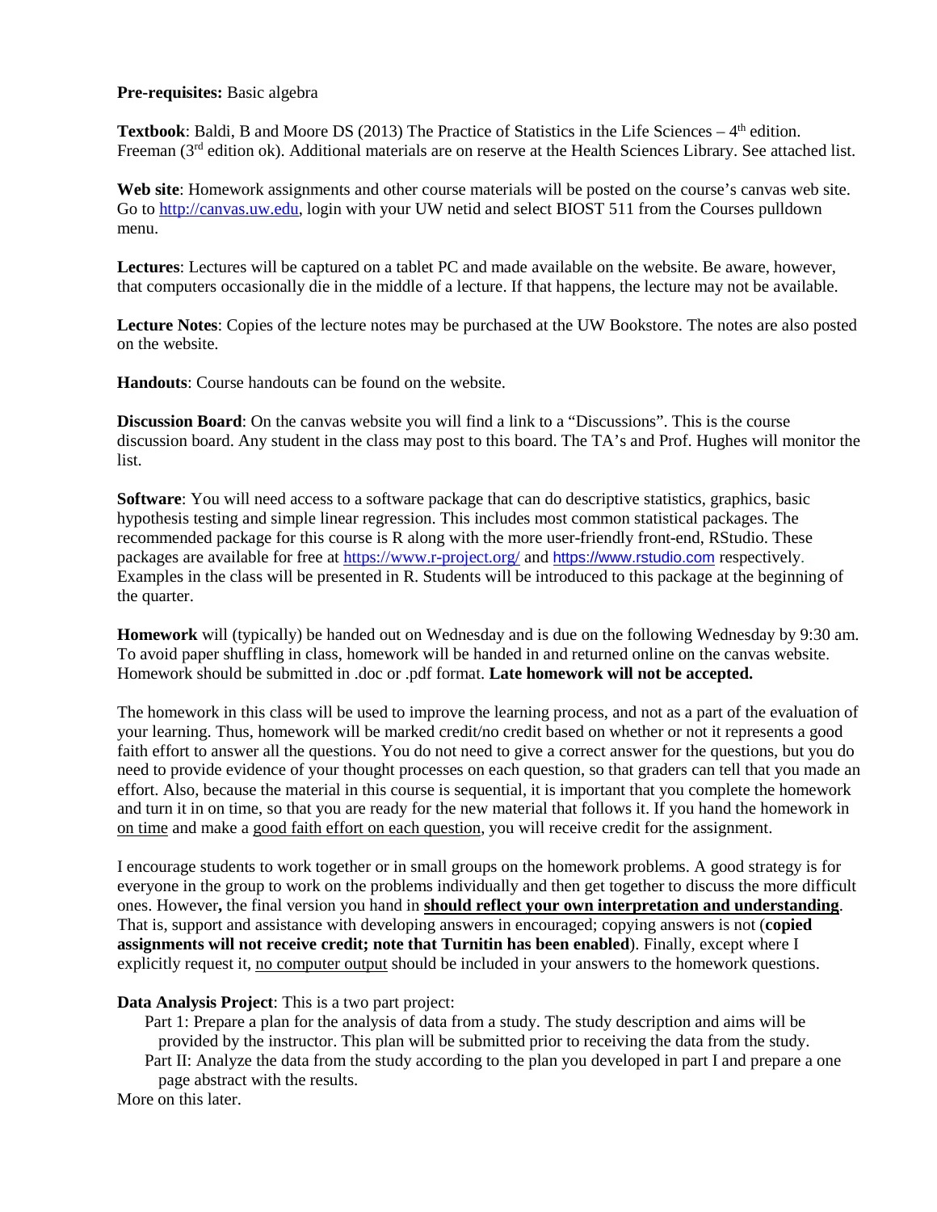**Pre-requisites:** Basic algebra

**Textbook**: Baldi, B and Moore DS (2013) The Practice of Statistics in the Life Sciences – 4th edition. Freeman (3rd edition ok). Additional materials are on reserve at the Health Sciences Library. See attached list.

**Web site**: Homework assignments and other course materials will be posted on the course's canvas web site. Go to http://canvas.uw.edu, login with your UW netid and select BIOST 511 from the Courses pulldown menu.

**Lectures**: Lectures will be captured on a tablet PC and made available on the website. Be aware, however, that computers occasionally die in the middle of a lecture. If that happens, the lecture may not be available.

**Lecture Notes**: Copies of the lecture notes may be purchased at the UW Bookstore. The notes are also posted on the website.

**Handouts**: Course handouts can be found on the website.

**Discussion Board**: On the canvas website you will find a link to a "Discussions". This is the course discussion board. Any student in the class may post to this board. The TA's and Prof. Hughes will monitor the list.

**Software**: You will need access to a software package that can do descriptive statistics, graphics, basic hypothesis testing and simple linear regression. This includes most common statistical packages. The recommended package for this course is R along with the more user-friendly front-end, RStudio. These packages are available for free at https://www.r-project.org/ and https://www.rstudio.com respectively. Examples in the class will be presented in R. Students will be introduced to this package at the beginning of the quarter.

**Homework** will (typically) be handed out on Wednesday and is due on the following Wednesday by 9:30 am. To avoid paper shuffling in class, homework will be handed in and returned online on the canvas website. Homework should be submitted in .doc or .pdf format. **Late homework will not be accepted.**

The homework in this class will be used to improve the learning process, and not as a part of the evaluation of your learning. Thus, homework will be marked credit/no credit based on whether or not it represents a good faith effort to answer all the questions. You do not need to give a correct answer for the questions, but you do need to provide evidence of your thought processes on each question, so that graders can tell that you made an effort. Also, because the material in this course is sequential, it is important that you complete the homework and turn it in on time, so that you are ready for the new material that follows it. If you hand the homework in on time and make a good faith effort on each question, you will receive credit for the assignment.

I encourage students to work together or in small groups on the homework problems. A good strategy is for everyone in the group to work on the problems individually and then get together to discuss the more difficult ones. However**,** the final version you hand in **should reflect your own interpretation and understanding**. That is, support and assistance with developing answers in encouraged; copying answers is not (**copied assignments will not receive credit; note that Turnitin has been enabled**). Finally, except where I explicitly request it, no computer output should be included in your answers to the homework questions.

**Data Analysis Project**: This is a two part project:

- Part 1: Prepare a plan for the analysis of data from a study. The study description and aims will be provided by the instructor. This plan will be submitted prior to receiving the data from the study.
- Part II: Analyze the data from the study according to the plan you developed in part I and prepare a one page abstract with the results.

More on this later.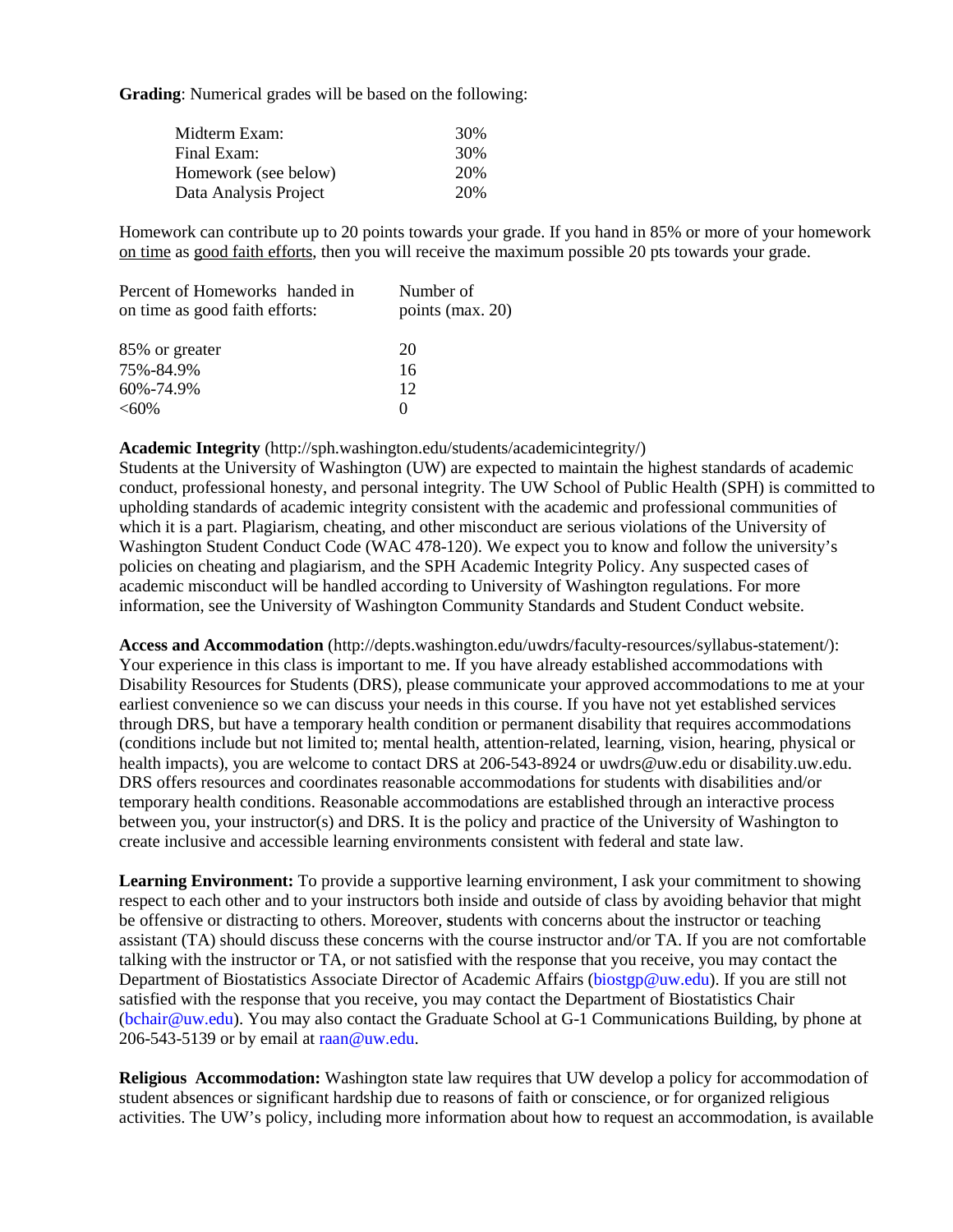**Grading**: Numerical grades will be based on the following:

| | |
|---|---|
| Midterm Exam: | 30% |
| Final Exam: | 30% |
| Homework (see below) | 20% |
| Data Analysis Project | 20% |

Homework can contribute up to 20 points towards your grade. If you hand in 85% or more of your homework <u>on time</u> as <u>good faith efforts</u>, then you will receive the maximum possible 20 pts towards your grade.

| Percent of Homeworks handed in on time as good faith efforts: | Number of points (max. 20) |
|---|---|
| 85% or greater | 20 |
| 75%-84.9% | 16 |
| 60%-74.9% | 12 |
| <60% | 0 |

**Academic Integrity** (http://sph.washington.edu/students/academicintegrity/)
Students at the University of Washington (UW) are expected to maintain the highest standards of academic conduct, professional honesty, and personal integrity. The UW School of Public Health (SPH) is committed to upholding standards of academic integrity consistent with the academic and professional communities of which it is a part. Plagiarism, cheating, and other misconduct are serious violations of the University of Washington Student Conduct Code (WAC 478-120). We expect you to know and follow the university's policies on cheating and plagiarism, and the SPH Academic Integrity Policy. Any suspected cases of academic misconduct will be handled according to University of Washington regulations. For more information, see the University of Washington Community Standards and Student Conduct website.

**Access and Accommodation** (http://depts.washington.edu/uwdrs/faculty-resources/syllabus-statement/): Your experience in this class is important to me. If you have already established accommodations with Disability Resources for Students (DRS), please communicate your approved accommodations to me at your earliest convenience so we can discuss your needs in this course. If you have not yet established services through DRS, but have a temporary health condition or permanent disability that requires accommodations (conditions include but not limited to; mental health, attention-related, learning, vision, hearing, physical or health impacts), you are welcome to contact DRS at 206-543-8924 or uwdrs@uw.edu or disability.uw.edu. DRS offers resources and coordinates reasonable accommodations for students with disabilities and/or temporary health conditions. Reasonable accommodations are established through an interactive process between you, your instructor(s) and DRS. It is the policy and practice of the University of Washington to create inclusive and accessible learning environments consistent with federal and state law.

**Learning Environment:** To provide a supportive learning environment, I ask your commitment to showing respect to each other and to your instructors both inside and outside of class by avoiding behavior that might be offensive or distracting to others. Moreover, students with concerns about the instructor or teaching assistant (TA) should discuss these concerns with the course instructor and/or TA. If you are not comfortable talking with the instructor or TA, or not satisfied with the response that you receive, you may contact the Department of Biostatistics Associate Director of Academic Affairs (biostgp@uw.edu). If you are still not satisfied with the response that you receive, you may contact the Department of Biostatistics Chair (bchair@uw.edu). You may also contact the Graduate School at G-1 Communications Building, by phone at 206-543-5139 or by email at raan@uw.edu.

**Religious Accommodation:** Washington state law requires that UW develop a policy for accommodation of student absences or significant hardship due to reasons of faith or conscience, or for organized religious activities. The UW's policy, including more information about how to request an accommodation, is available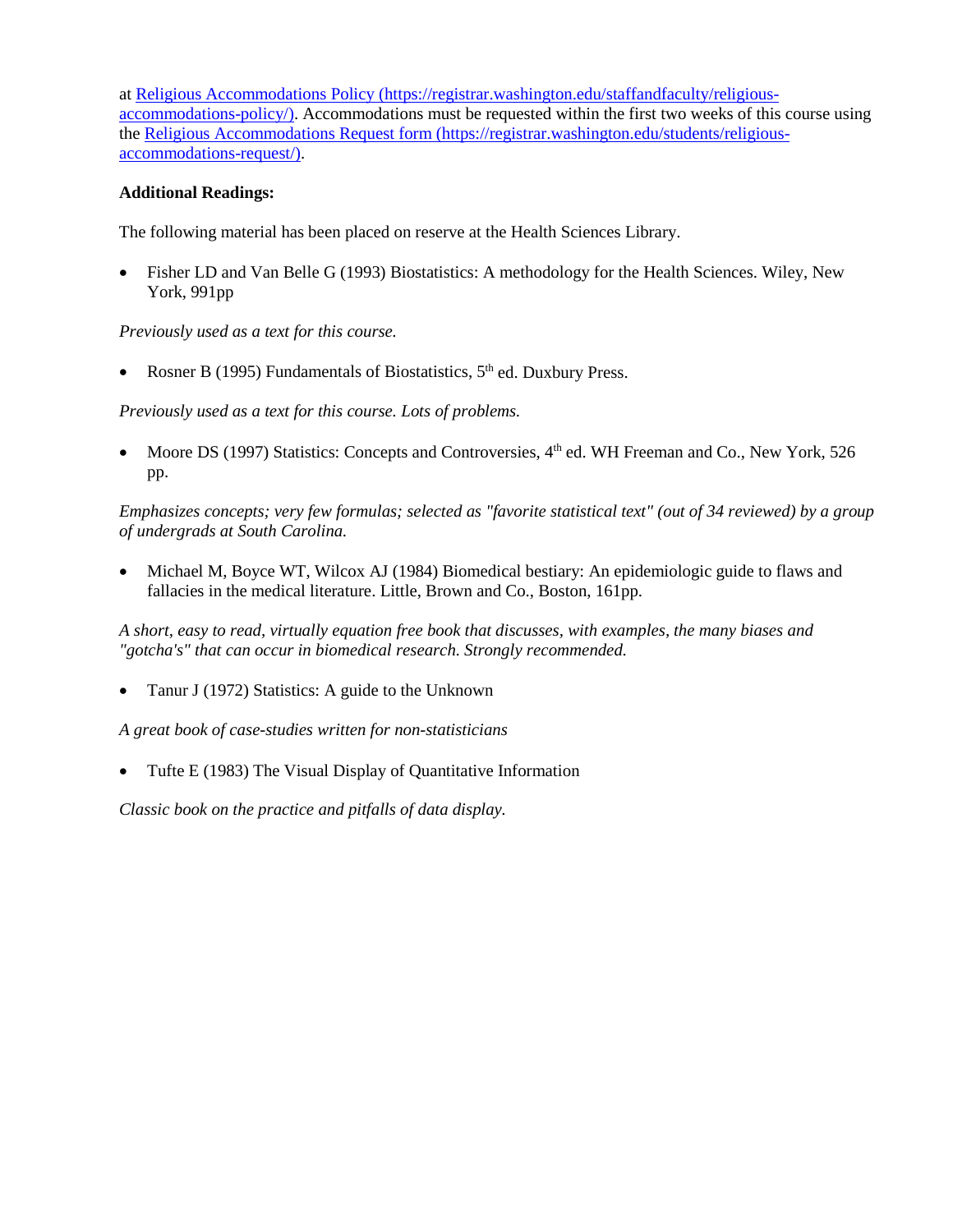at [Religious Accommodations Policy (https://registrar.washington.edu/staffandfaculty/religious-accommodations-policy/)](https://registrar.washington.edu/staffandfaculty/religious-accommodations-policy/). Accommodations must be requested within the first two weeks of this course using the [Religious Accommodations Request form (https://registrar.washington.edu/students/religious-accommodations-request/)](https://registrar.washington.edu/students/religious-accommodations-request/).

**Additional Readings:**

The following material has been placed on reserve at the Health Sciences Library.

- Fisher LD and Van Belle G (1993) Biostatistics: A methodology for the Health Sciences. Wiley, New York, 991pp

*Previously used as a text for this course.*

- Rosner B (1995) Fundamentals of Biostatistics, 5th ed. Duxbury Press.

*Previously used as a text for this course. Lots of problems.*

- Moore DS (1997) Statistics: Concepts and Controversies, 4th ed. WH Freeman and Co., New York, 526 pp.

*Emphasizes concepts; very few formulas; selected as "favorite statistical text" (out of 34 reviewed) by a group of undergrads at South Carolina.*

- Michael M, Boyce WT, Wilcox AJ (1984) Biomedical bestiary: An epidemiologic guide to flaws and fallacies in the medical literature. Little, Brown and Co., Boston, 161pp.

*A short, easy to read, virtually equation free book that discusses, with examples, the many biases and "gotcha's" that can occur in biomedical research. Strongly recommended.*

- Tanur J (1972) Statistics: A guide to the Unknown

*A great book of case-studies written for non-statisticians*

- Tufte E (1983) The Visual Display of Quantitative Information

*Classic book on the practice and pitfalls of data display.*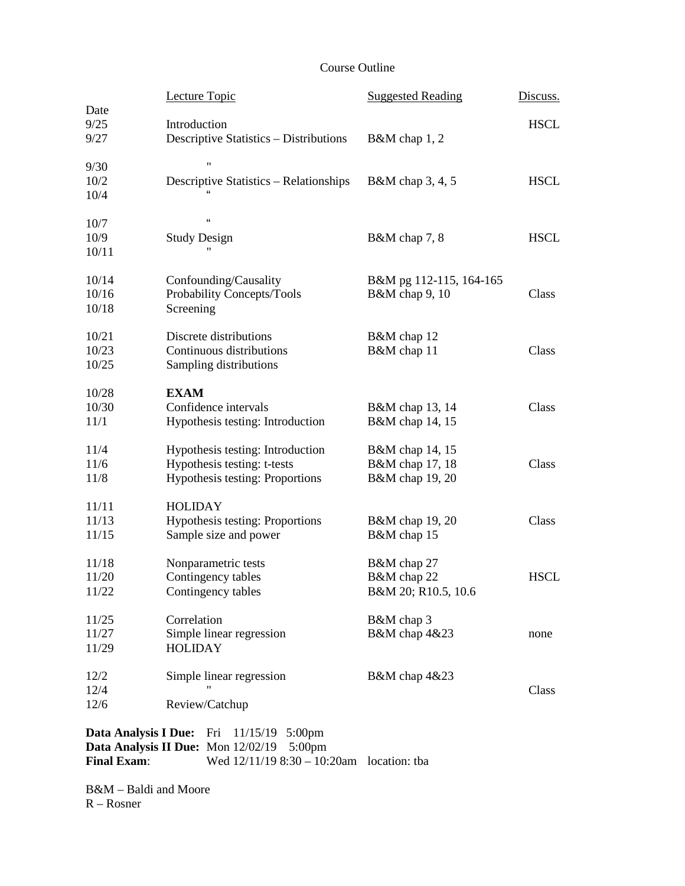Course Outline

| Date | Lecture Topic | Suggested Reading | Discuss. |
|---|---|---|---|
| 9/25 | Introduction | | HSCL |
| 9/27 | Descriptive Statistics – Distributions | B&M chap 1, 2 | |
| 9/30 | " | | |
| 10/2 | Descriptive Statistics – Relationships | B&M chap 3, 4, 5 | HSCL |
| 10/4 | " | | |
| 10/7 | " | | |
| 10/9 | Study Design | B&M chap 7, 8 | HSCL |
| 10/11 | " | | |
| 10/14 | Confounding/Causality | B&M pg 112-115, 164-165 | |
| 10/16 | Probability Concepts/Tools | B&M chap 9, 10 | Class |
| 10/18 | Screening | | |
| 10/21 | Discrete distributions | B&M chap 12 | |
| 10/23 | Continuous distributions | B&M chap 11 | Class |
| 10/25 | Sampling distributions | | |
| 10/28 | **EXAM** | | |
| 10/30 | Confidence intervals | B&M chap 13, 14 | Class |
| 11/1 | Hypothesis testing: Introduction | B&M chap 14, 15 | |
| 11/4 | Hypothesis testing: Introduction | B&M chap 14, 15 | |
| 11/6 | Hypothesis testing: t-tests | B&M chap 17, 18 | Class |
| 11/8 | Hypothesis testing: Proportions | B&M chap 19, 20 | |
| 11/11 | HOLIDAY | | |
| 11/13 | Hypothesis testing: Proportions | B&M chap 19, 20 | Class |
| 11/15 | Sample size and power | B&M chap 15 | |
| 11/18 | Nonparametric tests | B&M chap 27 | |
| 11/20 | Contingency tables | B&M chap 22 | HSCL |
| 11/22 | Contingency tables | B&M 20; R10.5, 10.6 | |
| 11/25 | Correlation | B&M chap 3 | |
| 11/27 | Simple linear regression | B&M chap 4&23 | none |
| 11/29 | HOLIDAY | | |
| 12/2 | Simple linear regression | B&M chap 4&23 | |
| 12/4 | " | | Class |
| 12/6 | Review/Catchup | | |

**Data Analysis I Due:** Fri 11/15/19 5:00pm  
**Data Analysis II Due:** Mon 12/02/19 5:00pm  
**Final Exam**: Wed 12/11/19 8:30 – 10:20am location: tba

B&M – Baldi and Moore  
R – Rosner